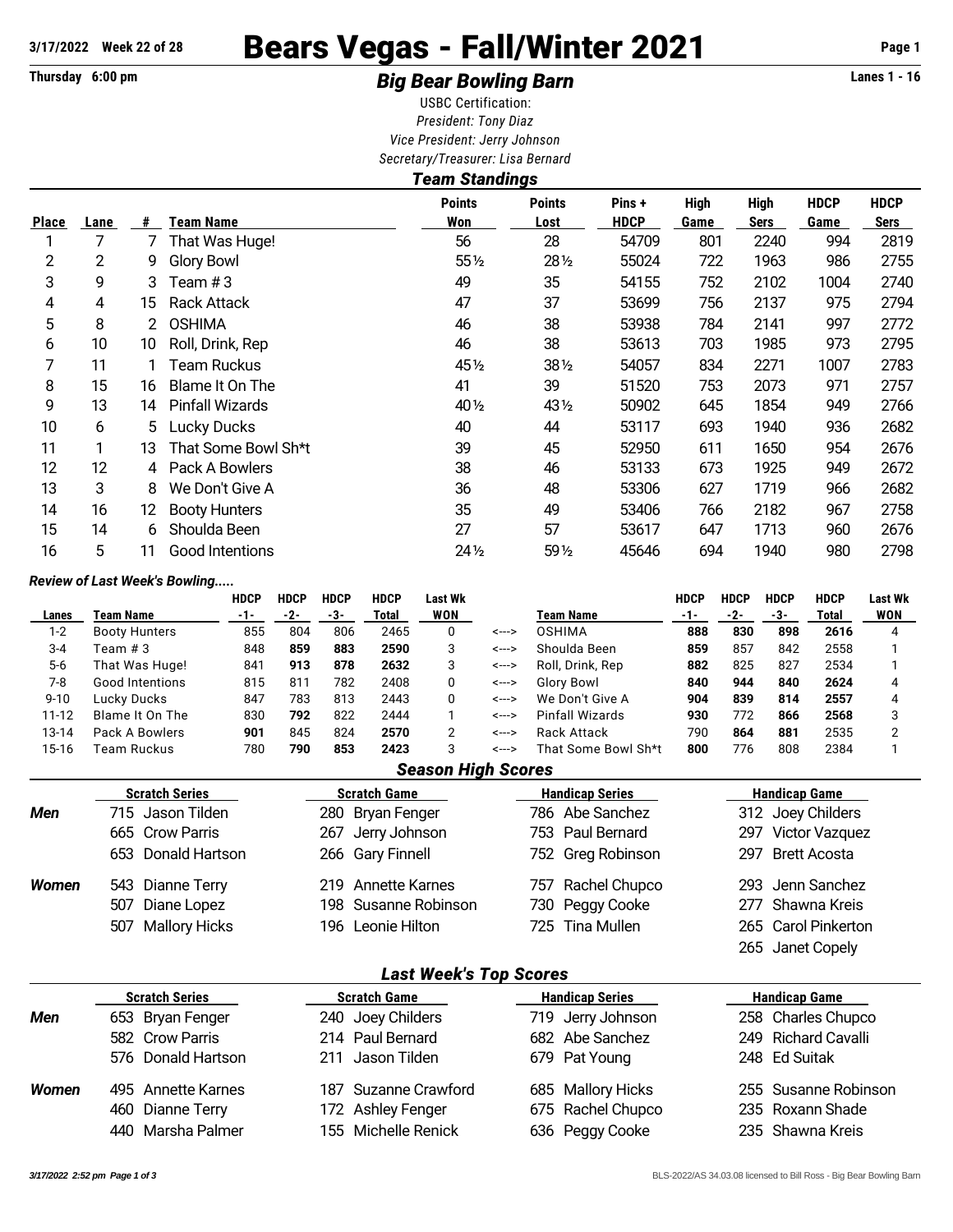3/17/2022 Week 22 of 28

# Bears Vegas - Fall/Winter 2021

Thursday 6:00 pm

## *Big Bear Bowling Barn*

Lanes 1 - 16

USBC Certification:
*President: Tony Diaz*
*Vice President: Jerry Johnson*
*Secretary/Treasurer: Lisa Bernard*

### *Team Standings*

| Place | Lane | # | Team Name | Points Won | Points Lost | Pins + HDCP | High Game | High Sers | HDCP Game | HDCP Sers |
|---|---|---|---|---|---|---|---|---|---|---|
| 1 | 7 | 7 | That Was Huge! | 56 | 28 | 54709 | 801 | 2240 | 994 | 2819 |
| 2 | 2 | 9 | Glory Bowl | 55½ | 28½ | 55024 | 722 | 1963 | 986 | 2755 |
| 3 | 9 | 3 | Team # 3 | 49 | 35 | 54155 | 752 | 2102 | 1004 | 2740 |
| 4 | 4 | 15 | Rack Attack | 47 | 37 | 53699 | 756 | 2137 | 975 | 2794 |
| 5 | 8 | 2 | OSHIMA | 46 | 38 | 53938 | 784 | 2141 | 997 | 2772 |
| 6 | 10 | 10 | Roll, Drink, Rep | 46 | 38 | 53613 | 703 | 1985 | 973 | 2795 |
| 7 | 11 | 1 | Team Ruckus | 45½ | 38½ | 54057 | 834 | 2271 | 1007 | 2783 |
| 8 | 15 | 16 | Blame It On The | 41 | 39 | 51520 | 753 | 2073 | 971 | 2757 |
| 9 | 13 | 14 | Pinfall Wizards | 40½ | 43½ | 50902 | 645 | 1854 | 949 | 2766 |
| 10 | 6 | 5 | Lucky Ducks | 40 | 44 | 53117 | 693 | 1940 | 936 | 2682 |
| 11 | 1 | 13 | That Some Bowl Sh*t | 39 | 45 | 52950 | 611 | 1650 | 954 | 2676 |
| 12 | 12 | 4 | Pack A Bowlers | 38 | 46 | 53133 | 673 | 1925 | 949 | 2672 |
| 13 | 3 | 8 | We Don't Give A | 36 | 48 | 53306 | 627 | 1719 | 966 | 2682 |
| 14 | 16 | 12 | Booty Hunters | 35 | 49 | 53406 | 766 | 2182 | 967 | 2758 |
| 15 | 14 | 6 | Shoulda Been | 27 | 57 | 53617 | 647 | 1713 | 960 | 2676 |
| 16 | 5 | 11 | Good Intentions | 24½ | 59½ | 45646 | 694 | 1940 | 980 | 2798 |

*Review of Last Week's Bowling.....*

| Lanes | Team Name | HDCP -1- | HDCP -2- | HDCP -3- | HDCP Total | Last Wk WON | | Team Name | HDCP -1- | HDCP -2- | HDCP -3- | HDCP Total | Last Wk WON |
|---|---|---|---|---|---|---|---|---|---|---|---|---|---|
| 1-2 | Booty Hunters | 855 | 804 | 806 | 2465 | 0 | <---> | OSHIMA | **888** | **830** | **898** | **2616** | 4 |
| 3-4 | Team # 3 | 848 | **859** | **883** | **2590** | 3 | <---> | Shoulda Been | **859** | 857 | 842 | 2558 | 1 |
| 5-6 | That Was Huge! | 841 | **913** | **878** | **2632** | 3 | <---> | Roll, Drink, Rep | **882** | 825 | 827 | 2534 | 1 |
| 7-8 | Good Intentions | 815 | 811 | 782 | 2408 | 0 | <---> | Glory Bowl | **840** | **944** | **840** | **2624** | 4 |
| 9-10 | Lucky Ducks | 847 | 783 | 813 | 2443 | 0 | <---> | We Don't Give A | **904** | **839** | **814** | **2557** | 4 |
| 11-12 | Blame It On The | 830 | **792** | 822 | 2444 | 1 | <---> | Pinfall Wizards | **930** | 772 | **866** | **2568** | 3 |
| 13-14 | Pack A Bowlers | **901** | 845 | 824 | **2570** | 2 | <---> | Rack Attack | 790 | **864** | **881** | 2535 | 2 |
| 15-16 | Team Ruckus | 780 | **790** | **853** | **2423** | 3 | <---> | That Some Bowl Sh*t | **800** | 776 | 808 | 2384 | 1 |

### *Season High Scores*

| | Scratch Series | Scratch Game | Handicap Series | Handicap Game |
|---|---|---|---|---|
| ***Men*** | 715 Jason Tilden | 280 Bryan Fenger | 786 Abe Sanchez | 312 Joey Childers |
| | 665 Crow Parris | 267 Jerry Johnson | 753 Paul Bernard | 297 Victor Vazquez |
| | 653 Donald Hartson | 266 Gary Finnell | 752 Greg Robinson | 297 Brett Acosta |
| ***Women*** | 543 Dianne Terry | 219 Annette Karnes | 757 Rachel Chupco | 293 Jenn Sanchez |
| | 507 Diane Lopez | 198 Susanne Robinson | 730 Peggy Cooke | 277 Shawna Kreis |
| | 507 Mallory Hicks | 196 Leonie Hilton | 725 Tina Mullen | 265 Carol Pinkerton |
| | | | | 265 Janet Copely |

### *Last Week's Top Scores*

| | Scratch Series | Scratch Game | Handicap Series | Handicap Game |
|---|---|---|---|---|
| ***Men*** | 653 Bryan Fenger | 240 Joey Childers | 719 Jerry Johnson | 258 Charles Chupco |
| | 582 Crow Parris | 214 Paul Bernard | 682 Abe Sanchez | 249 Richard Cavalli |
| | 576 Donald Hartson | 211 Jason Tilden | 679 Pat Young | 248 Ed Suitak |
| ***Women*** | 495 Annette Karnes | 187 Suzanne Crawford | 685 Mallory Hicks | 255 Susanne Robinson |
| | 460 Dianne Terry | 172 Ashley Fenger | 675 Rachel Chupco | 235 Roxann Shade |
| | 440 Marsha Palmer | 155 Michelle Renick | 636 Peggy Cooke | 235 Shawna Kreis |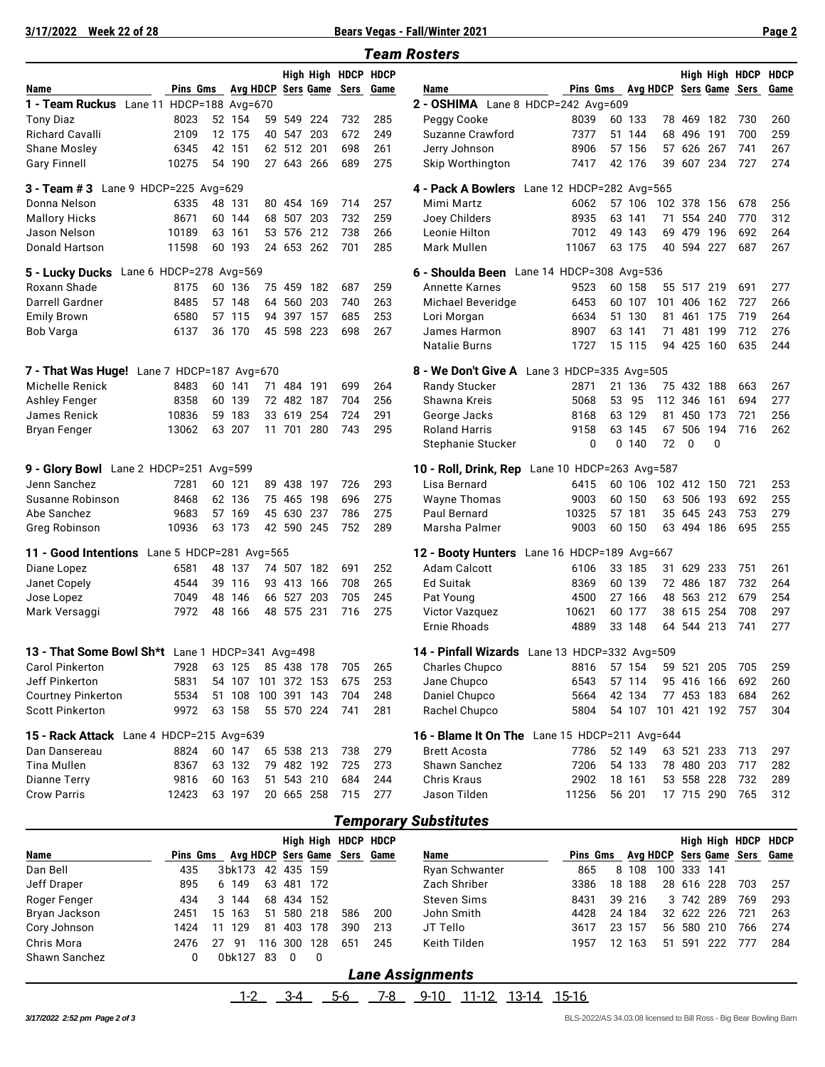## Team Rosters

| Name | Pins | Gms | Avg | HDCP | High Sers | High Game | HDCP Sers | HDCP Game |
|---|---|---|---|---|---|---|---|---|
| **1 - Team Ruckus** Lane 11 HDCP=188 Avg=670 | | | | | | | | |
| Tony Diaz | 8023 | 52 | 154 | 59 | 549 | 224 | 732 | 285 |
| Richard Cavalli | 2109 | 12 | 175 | 40 | 547 | 203 | 672 | 249 |
| Shane Mosley | 6345 | 42 | 151 | 62 | 512 | 201 | 698 | 261 |
| Gary Finnell | 10275 | 54 | 190 | 27 | 643 | 266 | 689 | 275 |
| **2 - OSHIMA** Lane 8 HDCP=242 Avg=609 | | | | | | | | |
| Peggy Cooke | 8039 | 60 | 133 | 78 | 469 | 182 | 730 | 260 |
| Suzanne Crawford | 7377 | 51 | 144 | 68 | 496 | 191 | 700 | 259 |
| Jerry Johnson | 8906 | 57 | 156 | 57 | 626 | 267 | 741 | 267 |
| Skip Worthington | 7417 | 42 | 176 | 39 | 607 | 234 | 727 | 274 |
| **3 - Team # 3** Lane 9 HDCP=225 Avg=629 | | | | | | | | |
| Donna Nelson | 6335 | 48 | 131 | 80 | 454 | 169 | 714 | 257 |
| Mallory Hicks | 8671 | 60 | 144 | 68 | 507 | 203 | 732 | 259 |
| Jason Nelson | 10189 | 63 | 161 | 53 | 576 | 212 | 738 | 266 |
| Donald Hartson | 11598 | 60 | 193 | 24 | 653 | 262 | 701 | 285 |
| **4 - Pack A Bowlers** Lane 12 HDCP=282 Avg=565 | | | | | | | | |
| Mimi Martz | 6062 | 57 | 106 | 102 | 378 | 156 | 678 | 256 |
| Joey Childers | 8935 | 63 | 141 | 71 | 554 | 240 | 770 | 312 |
| Leonie Hilton | 7012 | 49 | 143 | 69 | 479 | 196 | 692 | 264 |
| Mark Mullen | 11067 | 63 | 175 | 40 | 594 | 227 | 687 | 267 |
| **5 - Lucky Ducks** Lane 6 HDCP=278 Avg=569 | | | | | | | | |
| Roxann Shade | 8175 | 60 | 136 | 75 | 459 | 182 | 687 | 259 |
| Darrell Gardner | 8485 | 57 | 148 | 64 | 560 | 203 | 740 | 263 |
| Emily Brown | 6580 | 57 | 115 | 94 | 397 | 157 | 685 | 253 |
| Bob Varga | 6137 | 36 | 170 | 45 | 598 | 223 | 698 | 267 |
| **6 - Shoulda Been** Lane 14 HDCP=308 Avg=536 | | | | | | | | |
| Annette Karnes | 9523 | 60 | 158 | 55 | 517 | 219 | 691 | 277 |
| Michael Beveridge | 6453 | 60 | 107 | 101 | 406 | 162 | 727 | 266 |
| Lori Morgan | 6634 | 51 | 130 | 81 | 461 | 175 | 719 | 264 |
| James Harmon | 8907 | 63 | 141 | 71 | 481 | 199 | 712 | 276 |
| Natalie Burns | 1727 | 15 | 115 | 94 | 425 | 160 | 635 | 244 |
| **7 - That Was Huge!** Lane 7 HDCP=187 Avg=670 | | | | | | | | |
| Michelle Renick | 8483 | 60 | 141 | 71 | 484 | 191 | 699 | 264 |
| Ashley Fenger | 8358 | 60 | 139 | 72 | 482 | 187 | 704 | 256 |
| James Renick | 10836 | 59 | 183 | 33 | 619 | 254 | 724 | 291 |
| Bryan Fenger | 13062 | 63 | 207 | 11 | 701 | 280 | 743 | 295 |
| **8 - We Don't Give A** Lane 3 HDCP=335 Avg=505 | | | | | | | | |
| Randy Stucker | 2871 | 21 | 136 | 75 | 432 | 188 | 663 | 267 |
| Shawna Kreis | 5068 | 53 | 95 | 112 | 346 | 161 | 694 | 277 |
| George Jacks | 8168 | 63 | 129 | 81 | 450 | 173 | 721 | 256 |
| Roland Harris | 9158 | 63 | 145 | 67 | 506 | 194 | 716 | 262 |
| Stephanie Stucker | 0 | 0 | 140 | 72 | 0 | 0 | | |
| **9 - Glory Bowl** Lane 2 HDCP=251 Avg=599 | | | | | | | | |
| Jenn Sanchez | 7281 | 60 | 121 | 89 | 438 | 197 | 726 | 293 |
| Susanne Robinson | 8468 | 62 | 136 | 75 | 465 | 198 | 696 | 275 |
| Abe Sanchez | 9683 | 57 | 169 | 45 | 630 | 237 | 786 | 275 |
| Greg Robinson | 10936 | 63 | 173 | 42 | 590 | 245 | 752 | 289 |
| **10 - Roll, Drink, Rep** Lane 10 HDCP=263 Avg=587 | | | | | | | | |
| Lisa Bernard | 6415 | 60 | 106 | 102 | 412 | 150 | 721 | 253 |
| Wayne Thomas | 9003 | 60 | 150 | 63 | 506 | 193 | 692 | 255 |
| Paul Bernard | 10325 | 57 | 181 | 35 | 645 | 243 | 753 | 279 |
| Marsha Palmer | 9003 | 60 | 150 | 63 | 494 | 186 | 695 | 255 |
| **11 - Good Intentions** Lane 5 HDCP=281 Avg=565 | | | | | | | | |
| Diane Lopez | 6581 | 48 | 137 | 74 | 507 | 182 | 691 | 252 |
| Janet Copely | 4544 | 39 | 116 | 93 | 413 | 166 | 708 | 265 |
| Jose Lopez | 7049 | 48 | 146 | 66 | 527 | 203 | 705 | 245 |
| Mark Versaggi | 7972 | 48 | 166 | 48 | 575 | 231 | 716 | 275 |
| **12 - Booty Hunters** Lane 16 HDCP=189 Avg=667 | | | | | | | | |
| Adam Calcott | 6106 | 33 | 185 | 31 | 629 | 233 | 751 | 261 |
| Ed Suitak | 8369 | 60 | 139 | 72 | 486 | 187 | 732 | 264 |
| Pat Young | 4500 | 27 | 166 | 48 | 563 | 212 | 679 | 254 |
| Victor Vazquez | 10621 | 60 | 177 | 38 | 615 | 254 | 708 | 297 |
| Ernie Rhoads | 4889 | 33 | 148 | 64 | 544 | 213 | 741 | 277 |
| **13 - That Some Bowl Sh*t** Lane 1 HDCP=341 Avg=498 | | | | | | | | |
| Carol Pinkerton | 7928 | 63 | 125 | 85 | 438 | 178 | 705 | 265 |
| Jeff Pinkerton | 5831 | 54 | 107 | 101 | 372 | 153 | 675 | 253 |
| Courtney Pinkerton | 5534 | 51 | 108 | 100 | 391 | 143 | 704 | 248 |
| Scott Pinkerton | 9972 | 63 | 158 | 55 | 570 | 224 | 741 | 281 |
| **14 - Pinfall Wizards** Lane 13 HDCP=332 Avg=509 | | | | | | | | |
| Charles Chupco | 8816 | 57 | 154 | 59 | 521 | 205 | 705 | 259 |
| Jane Chupco | 6543 | 57 | 114 | 95 | 416 | 166 | 692 | 260 |
| Daniel Chupco | 5664 | 42 | 134 | 77 | 453 | 183 | 684 | 262 |
| Rachel Chupco | 5804 | 54 | 107 | 101 | 421 | 192 | 757 | 304 |
| **15 - Rack Attack** Lane 4 HDCP=215 Avg=639 | | | | | | | | |
| Dan Dansereau | 8824 | 60 | 147 | 65 | 538 | 213 | 738 | 279 |
| Tina Mullen | 8367 | 63 | 132 | 79 | 482 | 192 | 725 | 273 |
| Dianne Terry | 9816 | 60 | 163 | 51 | 543 | 210 | 684 | 244 |
| Crow Parris | 12423 | 63 | 197 | 20 | 665 | 258 | 715 | 277 |
| **16 - Blame It On The** Lane 15 HDCP=211 Avg=644 | | | | | | | | |
| Brett Acosta | 7786 | 52 | 149 | 63 | 521 | 233 | 713 | 297 |
| Shawn Sanchez | 7206 | 54 | 133 | 78 | 480 | 203 | 717 | 282 |
| Chris Kraus | 2902 | 18 | 161 | 53 | 558 | 228 | 732 | 289 |
| Jason Tilden | 11256 | 56 | 201 | 17 | 715 | 290 | 765 | 312 |

## Temporary Substitutes

| Name | Pins | Gms | Avg | HDCP | High Sers | High Game | HDCP Sers | HDCP Game |
|---|---|---|---|---|---|---|---|---|
| Dan Bell | 435 | 3 | bk173 | 42 | 435 | 159 | | |
| Jeff Draper | 895 | 6 | 149 | 63 | 481 | 172 | | |
| Roger Fenger | 434 | 3 | 144 | 68 | 434 | 152 | | |
| Bryan Jackson | 2451 | 15 | 163 | 51 | 580 | 218 | 586 | 200 |
| Cory Johnson | 1424 | 11 | 129 | 81 | 403 | 178 | 390 | 213 |
| Chris Mora | 2476 | 27 | 91 | 116 | 300 | 128 | 651 | 245 |
| Shawn Sanchez | 0 | 0 | bk127 | 83 | 0 | 0 | | |
| Ryan Schwanter | 865 | 8 | 108 | 100 | 333 | 141 | | |
| Zach Shriber | 3386 | 18 | 188 | 28 | 616 | 228 | 703 | 257 |
| Steven Sims | 8431 | 39 | 216 | 3 | 742 | 289 | 769 | 293 |
| John Smith | 4428 | 24 | 184 | 32 | 622 | 226 | 721 | 263 |
| JT Tello | 3617 | 23 | 157 | 56 | 580 | 210 | 766 | 274 |
| Keith Tilden | 1957 | 12 | 163 | 51 | 591 | 222 | 777 | 284 |

## Lane Assignments

| 1-2 | 3-4 | 5-6 | 7-8 | 9-10 | 11-12 | 13-14 | 15-16 |
|---|---|---|---|---|---|---|---|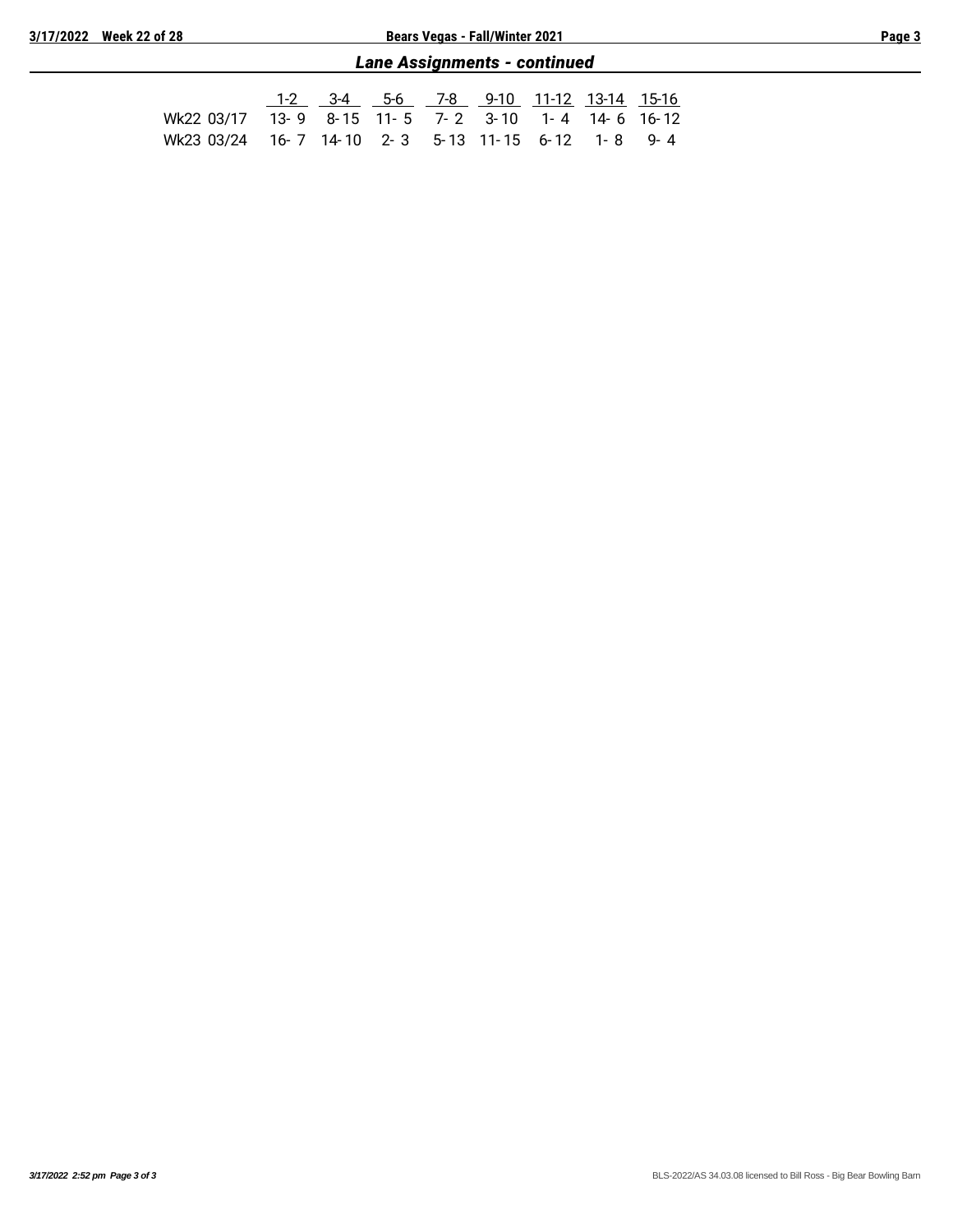## Lane Assignments - continued

| | 1-2 | 3-4 | 5-6 | 7-8 | 9-10 | 11-12 | 13-14 | 15-16 |
|---|---|---|---|---|---|---|---|---|
| Wk22 03/17 | 13- 9 | 8-15 | 11- 5 | 7- 2 | 3-10 | 1- 4 | 14- 6 | 16-12 |
| Wk23 03/24 | 16- 7 | 14-10 | 2- 3 | 5-13 | 11-15 | 6-12 | 1- 8 | 9- 4 |

*3/17/2022 2:52 pm Page 3 of 3*

BLS-2022/AS 34.03.08 licensed to Bill Ross - Big Bear Bowling Barn